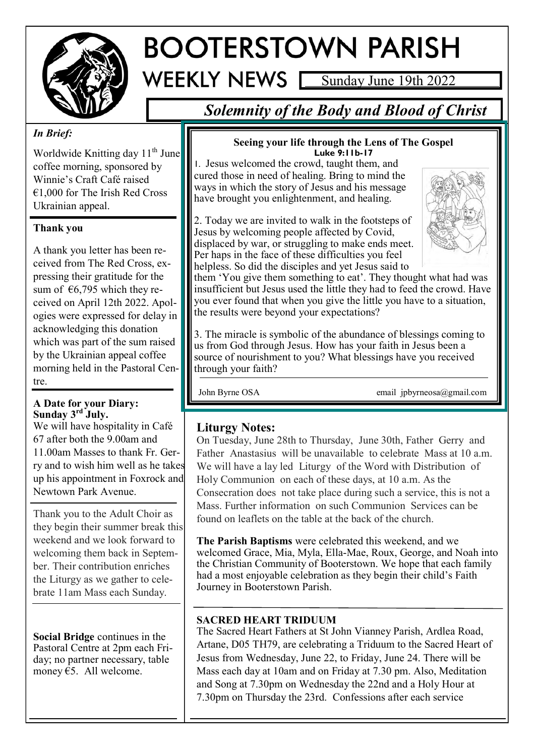# BOOTERSTOWN PARISH

## WEEKLY NEWS

Sunday June 19th 2022

## *Solemnity of the Body and Blood of Christ*

*In Brief:*

Worldwide Knitting day 11th June coffee morning, sponsored by Winnie's Craft Café raised €1,000 for The Irish Red Cross Ukrainian appeal.

**Thank you**

A thank you letter has been received from The Red Cross, expressing their gratitude for the sum of €6,795 which they received on April 12th 2022. Apologies were expressed for delay in acknowledging this donation which was part of the sum raised by the Ukrainian appeal coffee morning held in the Pastoral Centre.

**A Date for your Diary: Sunday 3rd July.**

We will have hospitality in Café 67 after both the 9.00am and 11.00am Masses to thank Fr. Gerry and to wish him well as he takes up his appointment in Foxrock and Newtown Park Avenue.

Thank you to the Adult Choir as they begin their summer break this weekend and we look forward to welcoming them back in September. Their contribution enriches the Liturgy as we gather to celebrate 11am Mass each Sunday.

**Social Bridge** continues in the Pastoral Centre at 2pm each Friday; no partner necessary, table money €5. All welcome.

**Seeing your life through the Lens of The Gospel**
**Luke 9:11b-17**

1. Jesus welcomed the crowd, taught them, and cured those in need of healing. Bring to mind the ways in which the story of Jesus and his message have brought you enlightenment, and healing.

2. Today we are invited to walk in the footsteps of Jesus by welcoming people affected by Covid, displaced by war, or struggling to make ends meet. Per haps in the face of these difficulties you feel helpless. So did the disciples and yet Jesus said to them 'You give them something to eat'. They thought what had was insufficient but Jesus used the little they had to feed the crowd. Have you ever found that when you give the little you have to a situation, the results were beyond your expectations?

3. The miracle is symbolic of the abundance of blessings coming to us from God through Jesus. How has your faith in Jesus been a source of nourishment to you? What blessings have you received through your faith?

John Byrne OSA — email jpbyrneosa@gmail.com

## Liturgy Notes:

On Tuesday, June 28th to Thursday, June 30th, Father Gerry and Father Anastasius will be unavailable to celebrate Mass at 10 a.m. We will have a lay led Liturgy of the Word with Distribution of Holy Communion on each of these days, at 10 a.m. As the Consecration does not take place during such a service, this is not a Mass. Further information on such Communion Services can be found on leaflets on the table at the back of the church.

**The Parish Baptisms** were celebrated this weekend, and we welcomed Grace, Mia, Myla, Ella-Mae, Roux, George, and Noah into the Christian Community of Booterstown. We hope that each family had a most enjoyable celebration as they begin their child's Faith Journey in Booterstown Parish.

**SACRED HEART TRIDUUM**

The Sacred Heart Fathers at St John Vianney Parish, Ardlea Road, Artane, D05 TH79, are celebrating a Triduum to the Sacred Heart of Jesus from Wednesday, June 22, to Friday, June 24. There will be Mass each day at 10am and on Friday at 7.30 pm. Also, Meditation and Song at 7.30pm on Wednesday the 22nd and a Holy Hour at 7.30pm on Thursday the 23rd. Confessions after each service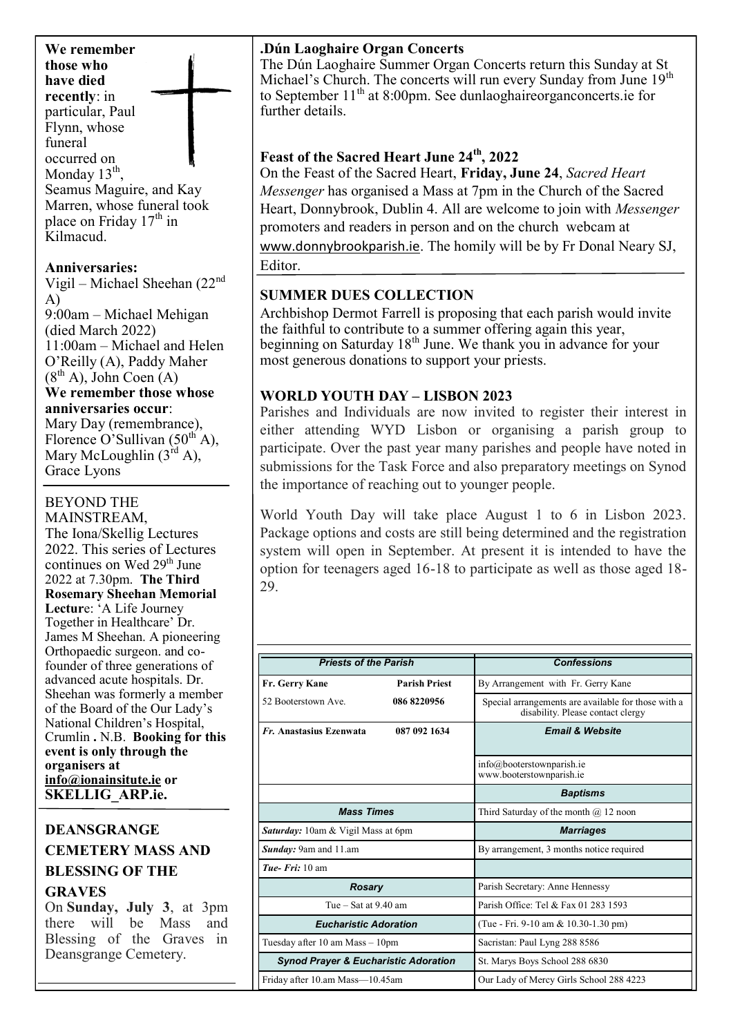**We remember those who have died recently**: in particular, Paul Flynn, whose funeral occurred on Monday 13th, Seamus Maguire, and Kay Marren, whose funeral took place on Friday 17th in Kilmacud.

**Anniversaries:**

Vigil – Michael Sheehan (22nd A)
9:00am – Michael Mehigan (died March 2022)
11:00am – Michael and Helen O'Reilly (A), Paddy Maher (8th A), John Coen (A)

**We remember those whose anniversaries occur**: Mary Day (remembrance), Florence O'Sullivan (50th A), Mary McLoughlin (3rd A), Grace Lyons

BEYOND THE MAINSTREAM,
The Iona/Skellig Lectures 2022. This series of Lectures continues on Wed 29th June 2022 at 7.30pm. **The Third Rosemary Sheehan Memorial Lectur**e: 'A Life Journey Together in Healthcare' Dr. James M Sheehan. A pioneering Orthopaedic surgeon. and co-founder of three generations of advanced acute hospitals. Dr. Sheehan was formerly a member of the Board of the Our Lady's National Children's Hospital, Crumlin **.** N.B. **Booking for this event is only through the organisers at info@ionainsitute.ie or SKELLIG_ARP.ie.**

## DEANSGRANGE CEMETERY MASS AND BLESSING OF THE GRAVES

On **Sunday, July 3**, at 3pm there will be Mass and Blessing of the Graves in Deansgrange Cemetery.

### .Dún Laoghaire Organ Concerts

The Dún Laoghaire Summer Organ Concerts return this Sunday at St Michael's Church. The concerts will run every Sunday from June 19th to September 11th at 8:00pm. See dunlaoghaireorganconcerts.ie for further details.

### Feast of the Sacred Heart June 24th, 2022

On the Feast of the Sacred Heart, **Friday, June 24**, *Sacred Heart Messenger* has organised a Mass at 7pm in the Church of the Sacred Heart, Donnybrook, Dublin 4. All are welcome to join with *Messenger* promoters and readers in person and on the church webcam at www.donnybrookparish.ie. The homily will be by Fr Donal Neary SJ, Editor.

### SUMMER DUES COLLECTION

Archbishop Dermot Farrell is proposing that each parish would invite the faithful to contribute to a summer offering again this year, beginning on Saturday 18th June. We thank you in advance for your most generous donations to support your priests.

### WORLD YOUTH DAY – LISBON 2023

Parishes and Individuals are now invited to register their interest in either attending WYD Lisbon or organising a parish group to participate. Over the past year many parishes and people have noted in submissions for the Task Force and also preparatory meetings on Synod the importance of reaching out to younger people.

World Youth Day will take place August 1 to 6 in Lisbon 2023. Package options and costs are still being determined and the registration system will open in September. At present it is intended to have the option for teenagers aged 16-18 to participate as well as those aged 18-29.

| *Priests of the Parish* | | *Confessions* |
|---|---|---|
| **Fr. Gerry Kane** | **Parish Priest** | By Arrangement with Fr. Gerry Kane |
| 52 Booterstown Ave. | **086 8220956** | Special arrangements are available for those with a disability. Please contact clergy |
| ***Fr.* Anastasius Ezenwata** | **087 092 1634** | ***Email & Website*** |
| | | info@booterstownparish.ie www.booterstownparish.ie |
| | | ***Baptisms*** |
| ***Mass Times*** | | Third Saturday of the month @ 12 noon |
| ***Saturday:*** 10am & Vigil Mass at 6pm | | ***Marriages*** |
| ***Sunday:*** 9am and 11.am | | By arrangement, 3 months notice required |
| ***Tue- Fri:*** 10 am | | |
| ***Rosary*** | | Parish Secretary: Anne Hennessy |
| Tue – Sat at 9.40 am | | Parish Office: Tel & Fax 01 283 1593 |
| ***Eucharistic Adoration*** | | (Tue - Fri. 9-10 am & 10.30-1.30 pm) |
| Tuesday after 10 am Mass – 10pm | | Sacristan: Paul Lyng 288 8586 |
| ***Synod Prayer & Eucharistic Adoration*** | | St. Marys Boys School 288 6830 |
| Friday after 10.am Mass—10.45am | | Our Lady of Mercy Girls School 288 4223 |